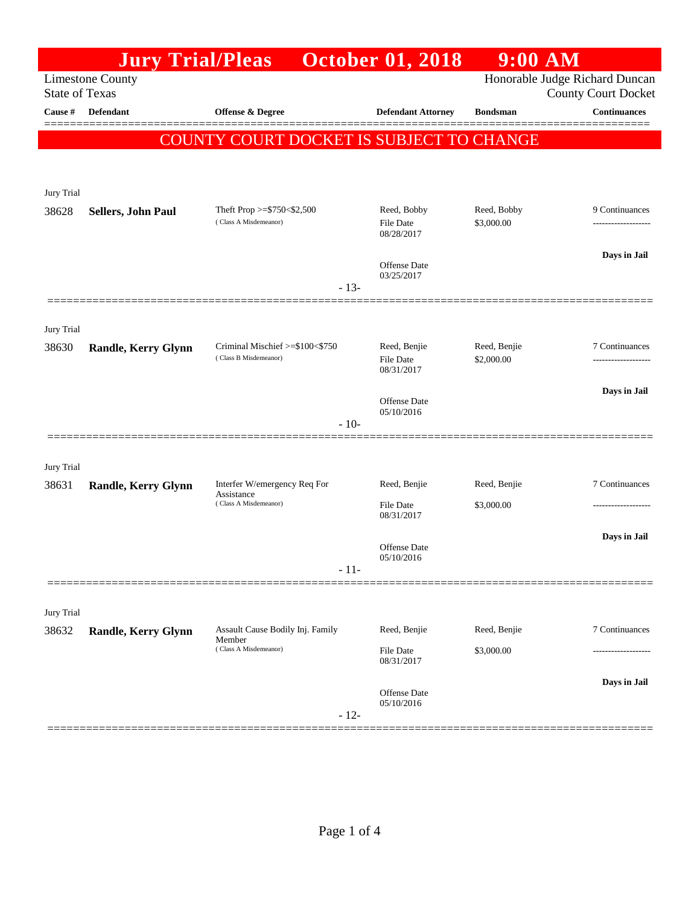# Jury Trial/Pleas October 01, 2018 9:00 AM

Limestone County
State of Texas

Honorable Judge Richard Duncan
County Court Docket

**COUNTY COURT DOCKET IS SUBJECT TO CHANGE**

| Cause # | Defendant | Offense & Degree | Defendant Attorney | Bondsman | Continuances |
|---|---|---|---|---|---|
| Jury Trial | | | | | |
| 38628 | **Sellers, John Paul** | Theft Prop >=$750<$2,500 (Class A Misdemeanor) | Reed, Bobby<br>File Date 08/28/2017<br>Offense Date 03/25/2017 | Reed, Bobby<br>$3,000.00 | 9 Continuances<br>**Days in Jail** |
| | | | - 13- | | |
| Jury Trial | | | | | |
| 38630 | **Randle, Kerry Glynn** | Criminal Mischief >=$100<$750 (Class B Misdemeanor) | Reed, Benjie<br>File Date 08/31/2017<br>Offense Date 05/10/2016 | Reed, Benjie<br>$2,000.00 | 7 Continuances<br>**Days in Jail** |
| | | | - 10- | | |
| Jury Trial | | | | | |
| 38631 | **Randle, Kerry Glynn** | Interfer W/emergency Req For Assistance (Class A Misdemeanor) | Reed, Benjie<br>File Date 08/31/2017<br>Offense Date 05/10/2016 | Reed, Benjie<br>$3,000.00 | 7 Continuances<br>**Days in Jail** |
| | | | - 11- | | |
| Jury Trial | | | | | |
| 38632 | **Randle, Kerry Glynn** | Assault Cause Bodily Inj. Family Member (Class A Misdemeanor) | Reed, Benjie<br>File Date 08/31/2017<br>Offense Date 05/10/2016 | Reed, Benjie<br>$3,000.00 | 7 Continuances<br>**Days in Jail** |
| | | | - 12- | | |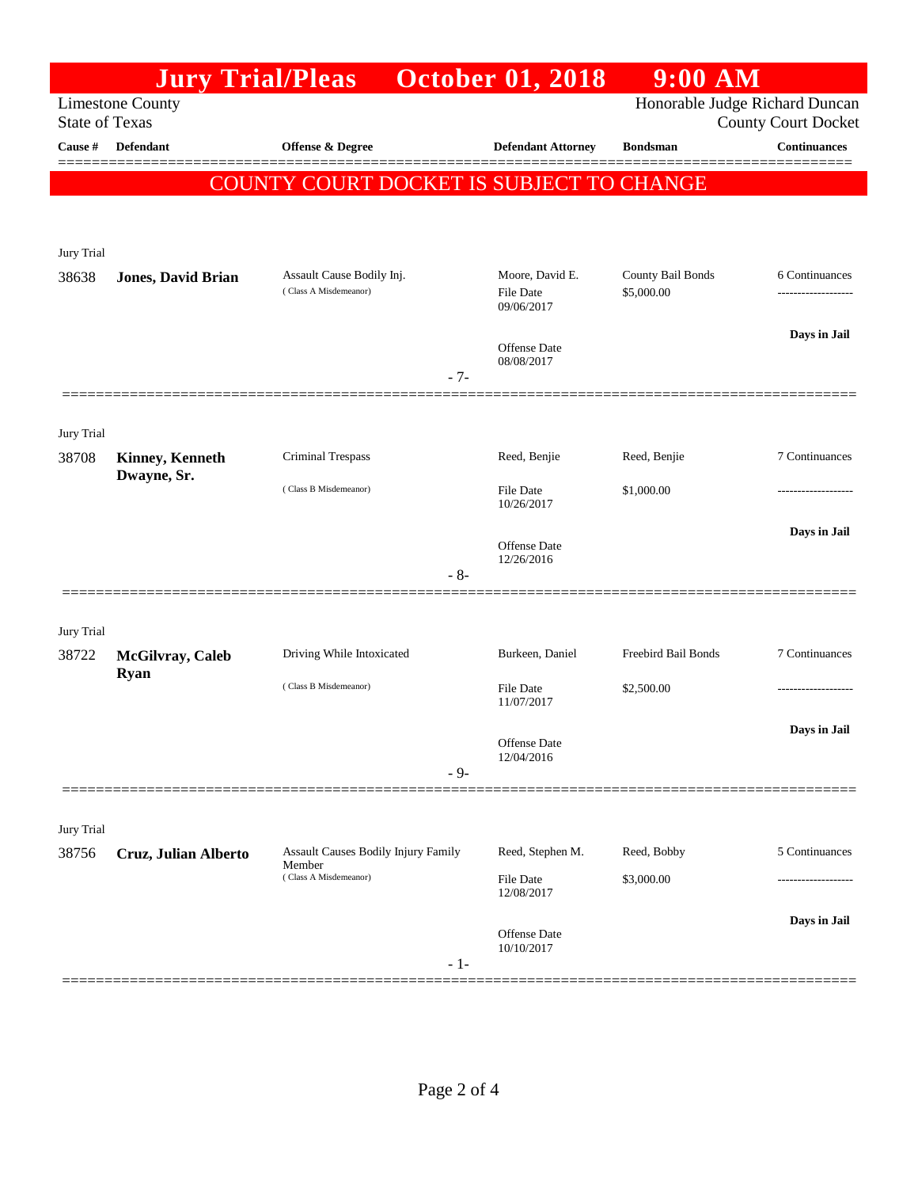# Jury Trial/Pleas October 01, 2018 9:00 AM

Limestone County
State of Texas

Honorable Judge Richard Duncan
County Court Docket

| Cause # | Defendant | Offense & Degree | Defendant Attorney | Bondsman | Continuances |
|---|---|---|---|---|---|

**COUNTY COURT DOCKET IS SUBJECT TO CHANGE**

Jury Trial

| Cause # | Defendant | Offense & Degree | Defendant Attorney | Bondsman | Continuances |
|---|---|---|---|---|---|
| 38638 | **Jones, David Brian** | Assault Cause Bodily Inj. (Class A Misdemeanor) | Moore, David E. File Date 09/06/2017 Offense Date 08/08/2017 | County Bail Bonds $5,000.00 | 6 Continuances ------------------- **Days in Jail** |

- 7-

Jury Trial

| Cause # | Defendant | Offense & Degree | Defendant Attorney | Bondsman | Continuances |
|---|---|---|---|---|---|
| 38708 | **Kinney, Kenneth Dwayne, Sr.** | Criminal Trespass (Class B Misdemeanor) | Reed, Benjie File Date 10/26/2017 Offense Date 12/26/2016 | Reed, Benjie $1,000.00 | 7 Continuances ------------------- **Days in Jail** |

- 8-

Jury Trial

| Cause # | Defendant | Offense & Degree | Defendant Attorney | Bondsman | Continuances |
|---|---|---|---|---|---|
| 38722 | **McGilvray, Caleb Ryan** | Driving While Intoxicated (Class B Misdemeanor) | Burkeen, Daniel File Date 11/07/2017 Offense Date 12/04/2016 | Freebird Bail Bonds $2,500.00 | 7 Continuances ------------------- **Days in Jail** |

- 9-

Jury Trial

| Cause # | Defendant | Offense & Degree | Defendant Attorney | Bondsman | Continuances |
|---|---|---|---|---|---|
| 38756 | **Cruz, Julian Alberto** | Assault Causes Bodily Injury Family Member (Class A Misdemeanor) | Reed, Stephen M. File Date 12/08/2017 Offense Date 10/10/2017 | Reed, Bobby $3,000.00 | 5 Continuances ------------------- **Days in Jail** |

- 1-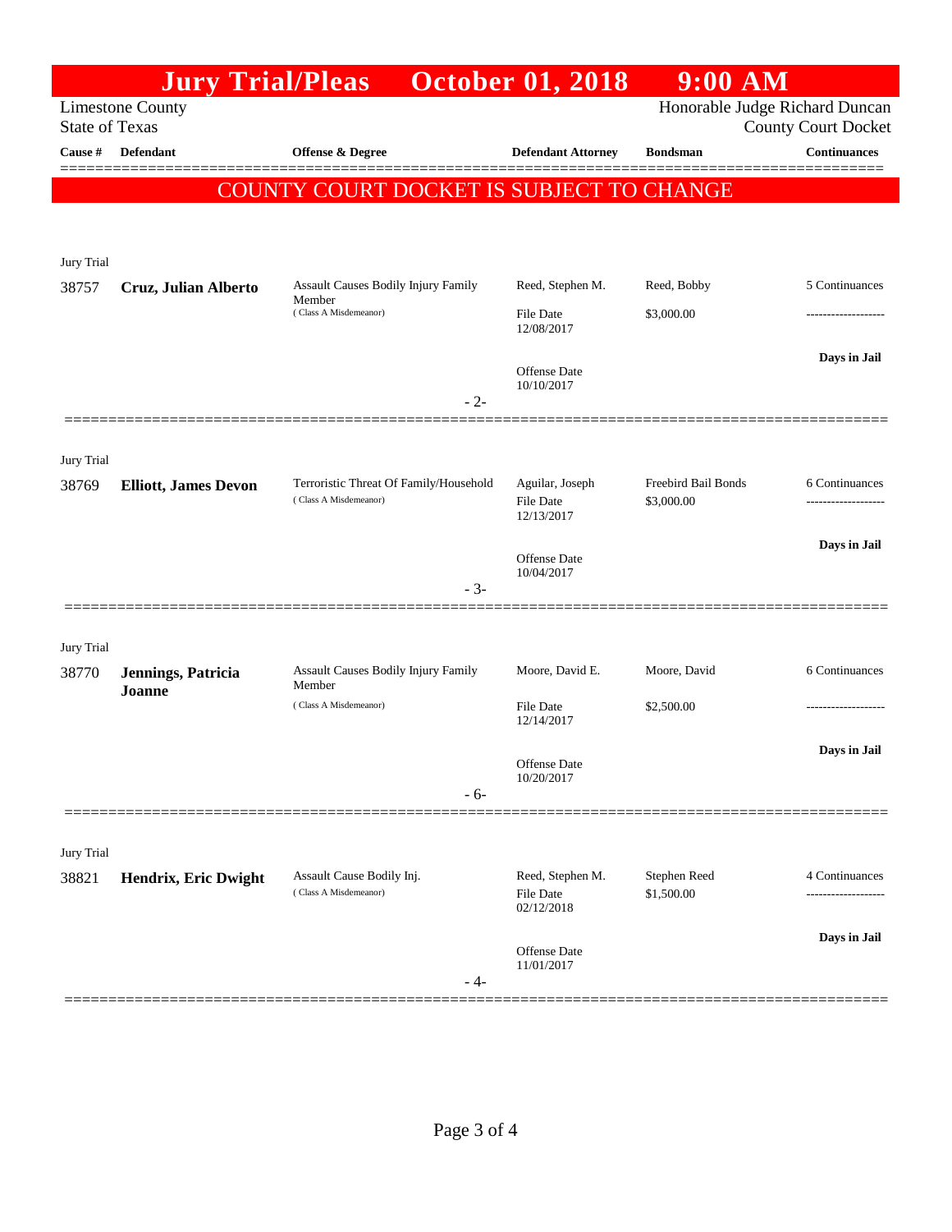# Jury Trial/Pleas October 01, 2018 9:00 AM

Limestone County
State of Texas

Honorable Judge Richard Duncan
County Court Docket

| Cause # | Defendant | Offense & Degree | Defendant Attorney | Bondsman | Continuances |
|---|---|---|---|---|---|

COUNTY COURT DOCKET IS SUBJECT TO CHANGE

Jury Trial

| Cause # | Defendant | Offense & Degree | Defendant Attorney | Bondsman | Continuances |
|---|---|---|---|---|---|
| 38757 | **Cruz, Julian Alberto** | Assault Causes Bodily Injury Family Member (Class A Misdemeanor) | Reed, Stephen M. | Reed, Bobby | 5 Continuances |
| | | | File Date 12/08/2017 | $3,000.00 | ------------------- |
| | | | Offense Date 10/10/2017 | | **Days in Jail** |
| | | - 2- | | | |

Jury Trial

| Cause # | Defendant | Offense & Degree | Defendant Attorney | Bondsman | Continuances |
|---|---|---|---|---|---|
| 38769 | **Elliott, James Devon** | Terroristic Threat Of Family/Household (Class A Misdemeanor) | Aguilar, Joseph | Freebird Bail Bonds | 6 Continuances |
| | | | File Date 12/13/2017 | $3,000.00 | ------------------- |
| | | | Offense Date 10/04/2017 | | **Days in Jail** |
| | | - 3- | | | |

Jury Trial

| Cause # | Defendant | Offense & Degree | Defendant Attorney | Bondsman | Continuances |
|---|---|---|---|---|---|
| 38770 | **Jennings, Patricia Joanne** | Assault Causes Bodily Injury Family Member (Class A Misdemeanor) | Moore, David E. | Moore, David | 6 Continuances |
| | | | File Date 12/14/2017 | $2,500.00 | ------------------- |
| | | | Offense Date 10/20/2017 | | **Days in Jail** |
| | | - 6- | | | |

Jury Trial

| Cause # | Defendant | Offense & Degree | Defendant Attorney | Bondsman | Continuances |
|---|---|---|---|---|---|
| 38821 | **Hendrix, Eric Dwight** | Assault Cause Bodily Inj. (Class A Misdemeanor) | Reed, Stephen M. | Stephen Reed | 4 Continuances |
| | | | File Date 02/12/2018 | $1,500.00 | ------------------- |
| | | | Offense Date 11/01/2017 | | **Days in Jail** |
| | | - 4- | | | |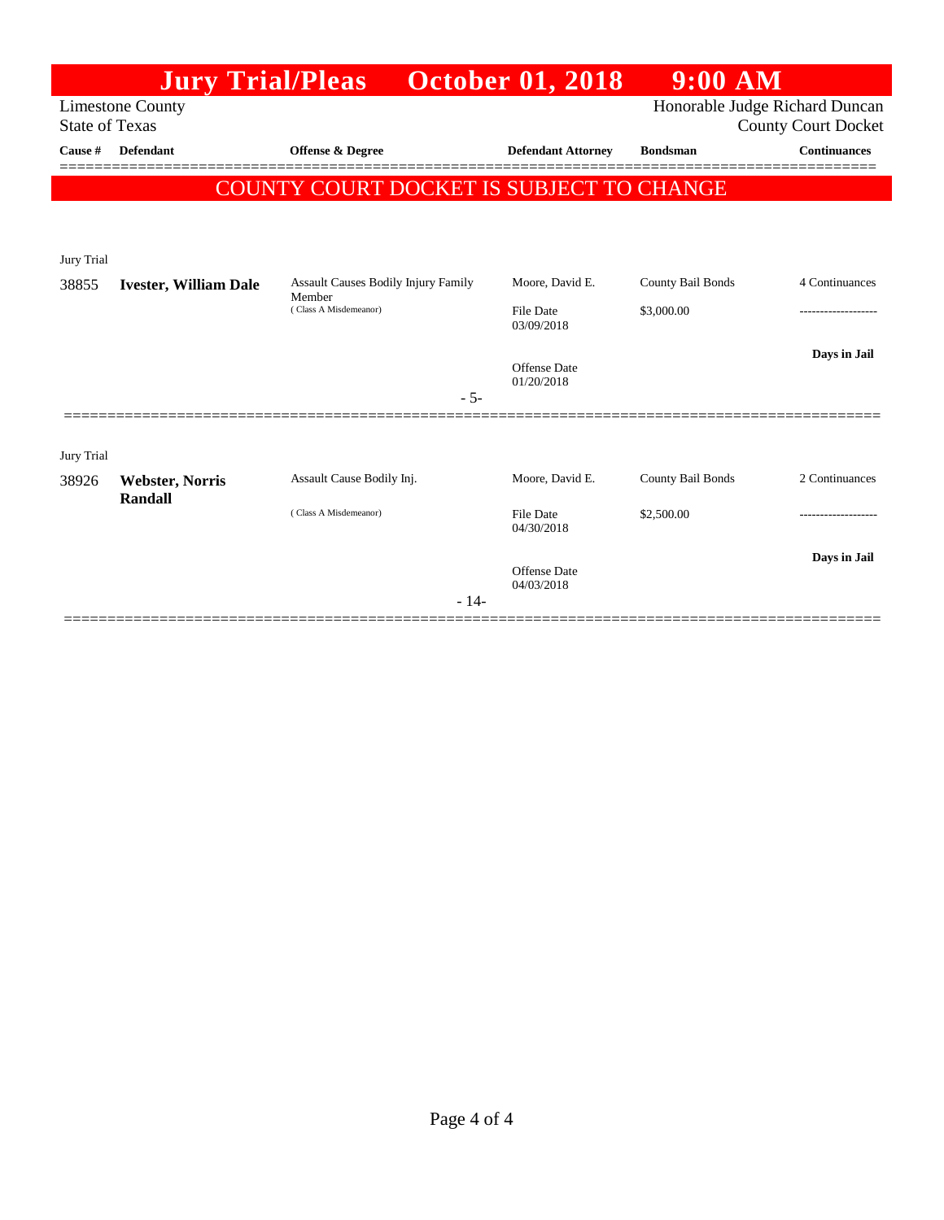# Jury Trial/Pleas October 01, 2018 9:00 AM

Limestone County
State of Texas

Honorable Judge Richard Duncan
County Court Docket

| Cause # | Defendant | Offense & Degree | Defendant Attorney | Bondsman | Continuances |
|---|---|---|---|---|---|

## COUNTY COURT DOCKET IS SUBJECT TO CHANGE

Jury Trial

| Cause # | Defendant | Offense & Degree | Defendant Attorney | Bondsman | Continuances |
|---|---|---|---|---|---|
| 38855 | **Ivester, William Dale** | Assault Causes Bodily Injury Family Member (Class A Misdemeanor) | Moore, David E. | County Bail Bonds | 4 Continuances |
| | | | File Date 03/09/2018 | $3,000.00 | ------------------- |
| | | | Offense Date 01/20/2018 | | **Days in Jail** |
| | | - 5- | | | |

Jury Trial

| Cause # | Defendant | Offense & Degree | Defendant Attorney | Bondsman | Continuances |
|---|---|---|---|---|---|
| 38926 | **Webster, Norris Randall** | Assault Cause Bodily Inj. (Class A Misdemeanor) | Moore, David E. | County Bail Bonds | 2 Continuances |
| | | | File Date 04/30/2018 | $2,500.00 | ------------------- |
| | | | Offense Date 04/03/2018 | | **Days in Jail** |
| | | - 14- | | | |